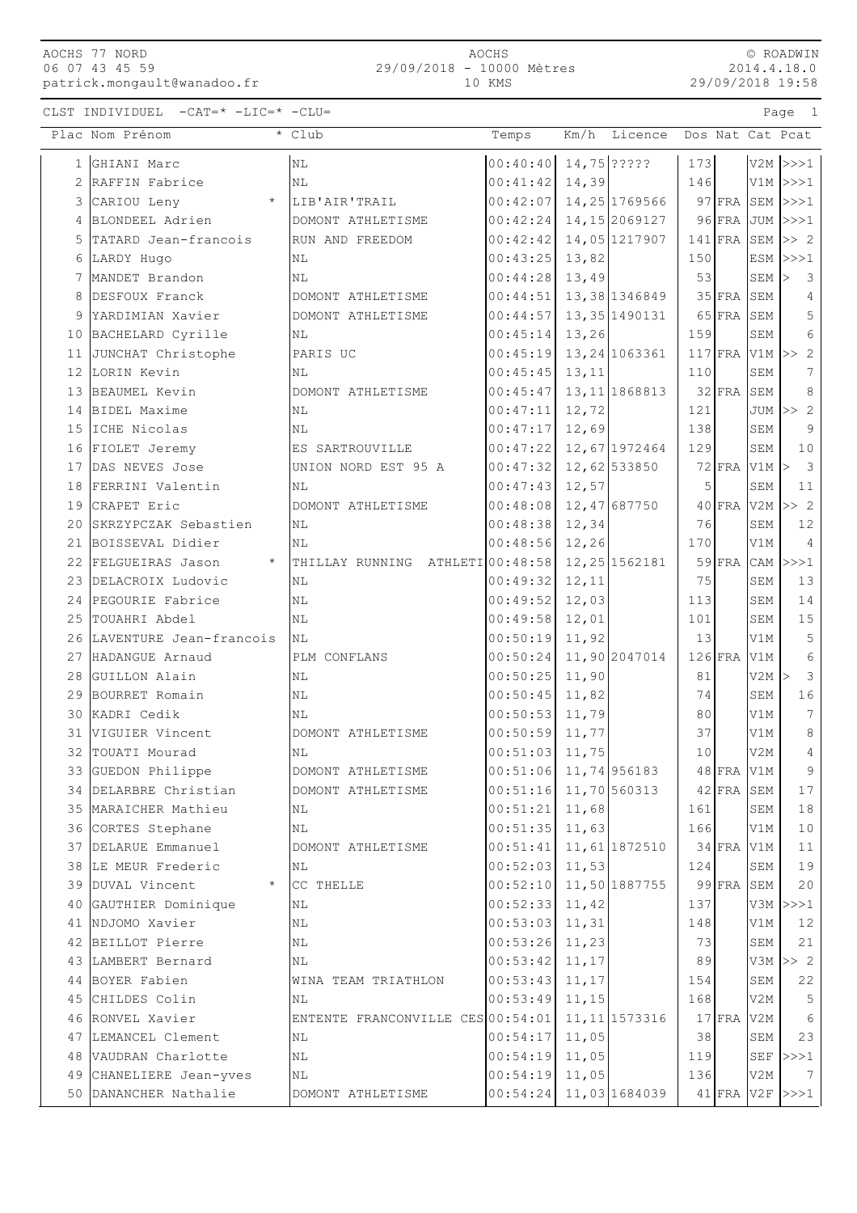AOCHS 77 NORD
06 07 43 45 59
patrick.mongault@wanadoo.fr

AOCHS
29/09/2018 - 10000 Mètres
10 KMS

© ROADWIN
2014.4.18.0
29/09/2018 19:58

CLST INDIVIDUEL -CAT=* -LIC=* -CLU=

| Plac | Nom Prénom | * | Club | Temps | Km/h | Licence | Dos | Nat | Cat | Pcat |
|---|---|---|---|---|---|---|---|---|---|---|
| 1 | GHIANI Marc | | NL | 00:40:40 | 14,75 | ????? | 173 | | V2M | >>>1 |
| 2 | RAFFIN Fabrice | | NL | 00:41:42 | 14,39 | | 146 | | V1M | >>>1 |
| 3 | CARIOU Leny | * | LIB'AIR'TRAIL | 00:42:07 | 14,25 | 1769566 | 97 | FRA | SEM | >>>1 |
| 4 | BLONDEEL Adrien | | DOMONT ATHLETISME | 00:42:24 | 14,15 | 2069127 | 96 | FRA | JUM | >>>1 |
| 5 | TATARD Jean-francois | | RUN AND FREEDOM | 00:42:42 | 14,05 | 1217907 | 141 | FRA | SEM | >> 2 |
| 6 | LARDY Hugo | | NL | 00:43:25 | 13,82 | | 150 | | ESM | >>>1 |
| 7 | MANDET Brandon | | NL | 00:44:28 | 13,49 | | 53 | | SEM | > 3 |
| 8 | DESFOUX Franck | | DOMONT ATHLETISME | 00:44:51 | 13,38 | 1346849 | 35 | FRA | SEM | 4 |
| 9 | YARDIMIAN Xavier | | DOMONT ATHLETISME | 00:44:57 | 13,35 | 1490131 | 65 | FRA | SEM | 5 |
| 10 | BACHELARD Cyrille | | NL | 00:45:14 | 13,26 | | 159 | | SEM | 6 |
| 11 | JUNCHAT Christophe | | PARIS UC | 00:45:19 | 13,24 | 1063361 | 117 | FRA | V1M | >> 2 |
| 12 | LORIN Kevin | | NL | 00:45:45 | 13,11 | | 110 | | SEM | 7 |
| 13 | BEAUMEL Kevin | | DOMONT ATHLETISME | 00:45:47 | 13,11 | 1868813 | 32 | FRA | SEM | 8 |
| 14 | BIDEL Maxime | | NL | 00:47:11 | 12,72 | | 121 | | JUM | >> 2 |
| 15 | ICHE Nicolas | | NL | 00:47:17 | 12,69 | | 138 | | SEM | 9 |
| 16 | FIOLET Jeremy | | ES SARTROUVILLE | 00:47:22 | 12,67 | 1972464 | 129 | | SEM | 10 |
| 17 | DAS NEVES Jose | | UNION NORD EST 95 A | 00:47:32 | 12,62 | 533850 | 72 | FRA | V1M | > 3 |
| 18 | FERRINI Valentin | | NL | 00:47:43 | 12,57 | | 5 | | SEM | 11 |
| 19 | CRAPET Eric | | DOMONT ATHLETISME | 00:48:08 | 12,47 | 687750 | 40 | FRA | V2M | >> 2 |
| 20 | SKRZYPCZAK Sebastien | | NL | 00:48:38 | 12,34 | | 76 | | SEM | 12 |
| 21 | BOISSEVAL Didier | | NL | 00:48:56 | 12,26 | | 170 | | V1M | 4 |
| 22 | FELGUEIRAS Jason | * | THILLAY RUNNING ATHLETI | 00:48:58 | 12,25 | 1562181 | 59 | FRA | CAM | >>>1 |
| 23 | DELACROIX Ludovic | | NL | 00:49:32 | 12,11 | | 75 | | SEM | 13 |
| 24 | PEGOURIE Fabrice | | NL | 00:49:52 | 12,03 | | 113 | | SEM | 14 |
| 25 | TOUAHRI Abdel | | NL | 00:49:58 | 12,01 | | 101 | | SEM | 15 |
| 26 | LAVENTURE Jean-francois | | NL | 00:50:19 | 11,92 | | 13 | | V1M | 5 |
| 27 | HADANGUE Arnaud | | PLM CONFLANS | 00:50:24 | 11,90 | 2047014 | 126 | FRA | V1M | 6 |
| 28 | GUILLON Alain | | NL | 00:50:25 | 11,90 | | 81 | | V2M | > 3 |
| 29 | BOURRET Romain | | NL | 00:50:45 | 11,82 | | 74 | | SEM | 16 |
| 30 | KADRI Cedik | | NL | 00:50:53 | 11,79 | | 80 | | V1M | 7 |
| 31 | VIGUIER Vincent | | DOMONT ATHLETISME | 00:50:59 | 11,77 | | 37 | | V1M | 8 |
| 32 | TOUATI Mourad | | NL | 00:51:03 | 11,75 | | 10 | | V2M | 4 |
| 33 | GUEDON Philippe | | DOMONT ATHLETISME | 00:51:06 | 11,74 | 956183 | 48 | FRA | V1M | 9 |
| 34 | DELARBRE Christian | | DOMONT ATHLETISME | 00:51:16 | 11,70 | 560313 | 42 | FRA | SEM | 17 |
| 35 | MARAICHER Mathieu | | NL | 00:51:21 | 11,68 | | 161 | | SEM | 18 |
| 36 | CORTES Stephane | | NL | 00:51:35 | 11,63 | | 166 | | V1M | 10 |
| 37 | DELARUE Emmanuel | | DOMONT ATHLETISME | 00:51:41 | 11,61 | 1872510 | 34 | FRA | V1M | 11 |
| 38 | LE MEUR Frederic | | NL | 00:52:03 | 11,53 | | 124 | | SEM | 19 |
| 39 | DUVAL Vincent | * | CC THELLE | 00:52:10 | 11,50 | 1887755 | 99 | FRA | SEM | 20 |
| 40 | GAUTHIER Dominique | | NL | 00:52:33 | 11,42 | | 137 | | V3M | >>>1 |
| 41 | NDJOMO Xavier | | NL | 00:53:03 | 11,31 | | 148 | | V1M | 12 |
| 42 | BEILLOT Pierre | | NL | 00:53:26 | 11,23 | | 73 | | SEM | 21 |
| 43 | LAMBERT Bernard | | NL | 00:53:42 | 11,17 | | 89 | | V3M | >> 2 |
| 44 | BOYER Fabien | | WINA TEAM TRIATHLON | 00:53:43 | 11,17 | | 154 | | SEM | 22 |
| 45 | CHILDES Colin | | NL | 00:53:49 | 11,15 | | 168 | | V2M | 5 |
| 46 | RONVEL Xavier | | ENTENTE FRANCONVILLE CES | 00:54:01 | 11,11 | 1573316 | 17 | FRA | V2M | 6 |
| 47 | LEMANCEL Clement | | NL | 00:54:17 | 11,05 | | 38 | | SEM | 23 |
| 48 | VAUDRAN Charlotte | | NL | 00:54:19 | 11,05 | | 119 | | SEF | >>>1 |
| 49 | CHANELIERE Jean-yves | | NL | 00:54:19 | 11,05 | | 136 | | V2M | 7 |
| 50 | DANANCHER Nathalie | | DOMONT ATHLETISME | 00:54:24 | 11,03 | 1684039 | 41 | FRA | V2F | >>>1 |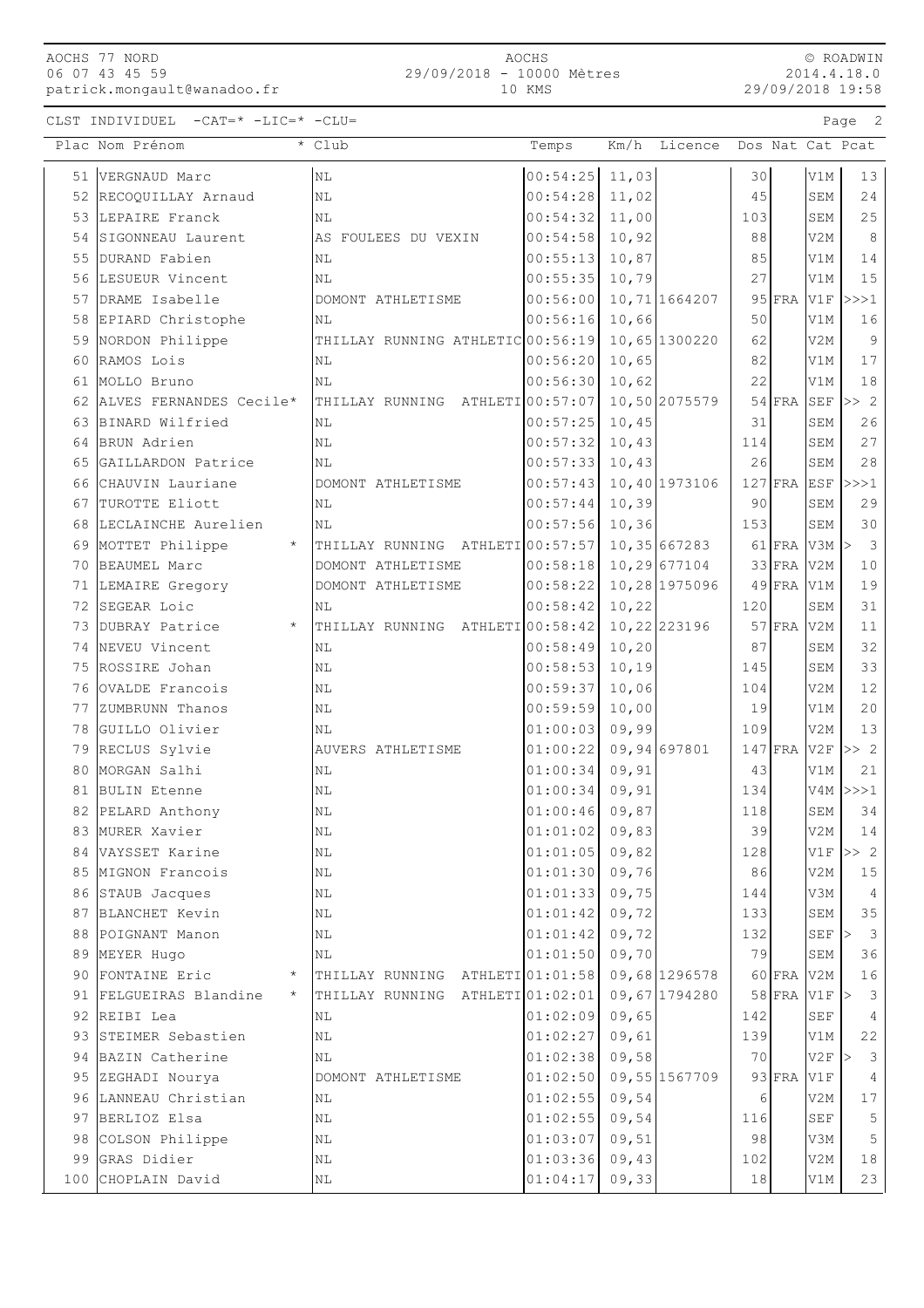CLST INDIVIDUEL -CAT=* -LIC=* -CLU=

| Plac | Nom Prénom | * | Club | Temps | Km/h | Licence | Dos | Nat | Cat | Pcat |
|---|---|---|---|---|---|---|---|---|---|---|
| 51 | VERGNAUD Marc | | NL | 00:54:25 | 11,03 | | 30 | | V1M | 13 |
| 52 | RECOQUILLAY Arnaud | | NL | 00:54:28 | 11,02 | | 45 | | SEM | 24 |
| 53 | LEPAIRE Franck | | NL | 00:54:32 | 11,00 | | 103 | | SEM | 25 |
| 54 | SIGONNEAU Laurent | | AS FOULEES DU VEXIN | 00:54:58 | 10,92 | | 88 | | V2M | 8 |
| 55 | DURAND Fabien | | NL | 00:55:13 | 10,87 | | 85 | | V1M | 14 |
| 56 | LESUEUR Vincent | | NL | 00:55:35 | 10,79 | | 27 | | V1M | 15 |
| 57 | DRAME Isabelle | | DOMONT ATHLETISME | 00:56:00 | 10,71 | 1664207 | 95 | FRA | V1F | >>>1 |
| 58 | EPIARD Christophe | | NL | 00:56:16 | 10,66 | | 50 | | V1M | 16 |
| 59 | NORDON Philippe | | THILLAY RUNNING ATHLETIC | 00:56:19 | 10,65 | 1300220 | 62 | | V2M | 9 |
| 60 | RAMOS Lois | | NL | 00:56:20 | 10,65 | | 82 | | V1M | 17 |
| 61 | MOLLO Bruno | | NL | 00:56:30 | 10,62 | | 22 | | V1M | 18 |
| 62 | ALVES FERNANDES Cecile | * | THILLAY RUNNING ATHLETI | 00:57:07 | 10,50 | 2075579 | 54 | FRA | SEF | >> 2 |
| 63 | BINARD Wilfried | | NL | 00:57:25 | 10,45 | | 31 | | SEM | 26 |
| 64 | BRUN Adrien | | NL | 00:57:32 | 10,43 | | 114 | | SEM | 27 |
| 65 | GAILLARDON Patrice | | NL | 00:57:33 | 10,43 | | 26 | | SEM | 28 |
| 66 | CHAUVIN Lauriane | | DOMONT ATHLETISME | 00:57:43 | 10,40 | 1973106 | 127 | FRA | ESF | >>>1 |
| 67 | TUROTTE Eliott | | NL | 00:57:44 | 10,39 | | 90 | | SEM | 29 |
| 68 | LECLAINCHE Aurelien | | NL | 00:57:56 | 10,36 | | 153 | | SEM | 30 |
| 69 | MOTTET Philippe | * | THILLAY RUNNING ATHLETI | 00:57:57 | 10,35 | 667283 | 61 | FRA | V3M | > 3 |
| 70 | BEAUMEL Marc | | DOMONT ATHLETISME | 00:58:18 | 10,29 | 677104 | 33 | FRA | V2M | 10 |
| 71 | LEMAIRE Gregory | | DOMONT ATHLETISME | 00:58:22 | 10,28 | 1975096 | 49 | FRA | V1M | 19 |
| 72 | SEGEAR Loic | | NL | 00:58:42 | 10,22 | | 120 | | SEM | 31 |
| 73 | DUBRAY Patrice | * | THILLAY RUNNING ATHLETI | 00:58:42 | 10,22 | 223196 | 57 | FRA | V2M | 11 |
| 74 | NEVEU Vincent | | NL | 00:58:49 | 10,20 | | 87 | | SEM | 32 |
| 75 | ROSSIRE Johan | | NL | 00:58:53 | 10,19 | | 145 | | SEM | 33 |
| 76 | OVALDE Francois | | NL | 00:59:37 | 10,06 | | 104 | | V2M | 12 |
| 77 | ZUMBRUNN Thanos | | NL | 00:59:59 | 10,00 | | 19 | | V1M | 20 |
| 78 | GUILLO Olivier | | NL | 01:00:03 | 09,99 | | 109 | | V2M | 13 |
| 79 | RECLUS Sylvie | | AUVERS ATHLETISME | 01:00:22 | 09,94 | 697801 | 147 | FRA | V2F | >> 2 |
| 80 | MORGAN Salhi | | NL | 01:00:34 | 09,91 | | 43 | | V1M | 21 |
| 81 | BULIN Etenne | | NL | 01:00:34 | 09,91 | | 134 | | V4M | >>>1 |
| 82 | PELARD Anthony | | NL | 01:00:46 | 09,87 | | 118 | | SEM | 34 |
| 83 | MURER Xavier | | NL | 01:01:02 | 09,83 | | 39 | | V2M | 14 |
| 84 | VAYSSET Karine | | NL | 01:01:05 | 09,82 | | 128 | | V1F | >> 2 |
| 85 | MIGNON Francois | | NL | 01:01:30 | 09,76 | | 86 | | V2M | 15 |
| 86 | STAUB Jacques | | NL | 01:01:33 | 09,75 | | 144 | | V3M | 4 |
| 87 | BLANCHET Kevin | | NL | 01:01:42 | 09,72 | | 133 | | SEM | 35 |
| 88 | POIGNANT Manon | | NL | 01:01:42 | 09,72 | | 132 | | SEF | > 3 |
| 89 | MEYER Hugo | | NL | 01:01:50 | 09,70 | | 79 | | SEM | 36 |
| 90 | FONTAINE Eric | * | THILLAY RUNNING ATHLETI | 01:01:58 | 09,68 | 1296578 | 60 | FRA | V2M | 16 |
| 91 | FELGUEIRAS Blandine | * | THILLAY RUNNING ATHLETI | 01:02:01 | 09,67 | 1794280 | 58 | FRA | V1F | > 3 |
| 92 | REIBI Lea | | NL | 01:02:09 | 09,65 | | 142 | | SEF | 4 |
| 93 | STEIMER Sebastien | | NL | 01:02:27 | 09,61 | | 139 | | V1M | 22 |
| 94 | BAZIN Catherine | | NL | 01:02:38 | 09,58 | | 70 | | V2F | > 3 |
| 95 | ZEGHADI Nourya | | DOMONT ATHLETISME | 01:02:50 | 09,55 | 1567709 | 93 | FRA | V1F | 4 |
| 96 | LANNEAU Christian | | NL | 01:02:55 | 09,54 | | 6 | | V2M | 17 |
| 97 | BERLIOZ Elsa | | NL | 01:02:55 | 09,54 | | 116 | | SEF | 5 |
| 98 | COLSON Philippe | | NL | 01:03:07 | 09,51 | | 98 | | V3M | 5 |
| 99 | GRAS Didier | | NL | 01:03:36 | 09,43 | | 102 | | V2M | 18 |
| 100 | CHOPLAIN David | | NL | 01:04:17 | 09,33 | | 18 | | V1M | 23 |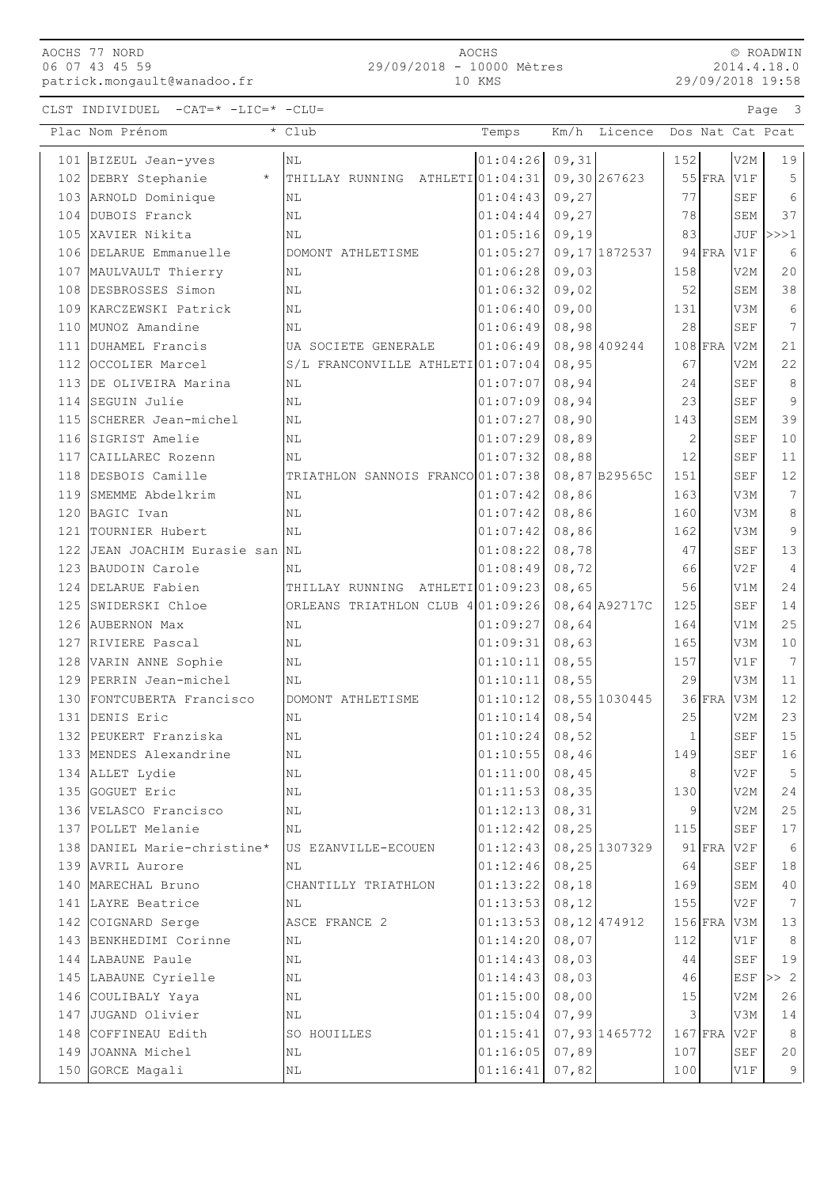CLST INDIVIDUEL -CAT=* -LIC=* -CLU=

| Plac | Nom Prénom | * | Club | Temps | Km/h | Licence | Dos | Nat | Cat | Pcat |
|---|---|---|---|---|---|---|---|---|---|---|
| 101 | BIZEUL Jean-yves | | NL | 01:04:26 | 09,31 | | 152 | | V2M | 19 |
| 102 | DEBRY Stephanie | * | THILLAY RUNNING ATHLETI | 01:04:31 | 09,30 | 267623 | 55 | FRA | V1F | 5 |
| 103 | ARNOLD Dominique | | NL | 01:04:43 | 09,27 | | 77 | | SEF | 6 |
| 104 | DUBOIS Franck | | NL | 01:04:44 | 09,27 | | 78 | | SEM | 37 |
| 105 | XAVIER Nikita | | NL | 01:05:16 | 09,19 | | 83 | | JUF | >>>1 |
| 106 | DELARUE Emmanuelle | | DOMONT ATHLETISME | 01:05:27 | 09,17 | 1872537 | 94 | FRA | V1F | 6 |
| 107 | MAULVAULT Thierry | | NL | 01:06:28 | 09,03 | | 158 | | V2M | 20 |
| 108 | DESBROSSES Simon | | NL | 01:06:32 | 09,02 | | 52 | | SEM | 38 |
| 109 | KARCZEWSKI Patrick | | NL | 01:06:40 | 09,00 | | 131 | | V3M | 6 |
| 110 | MUNOZ Amandine | | NL | 01:06:49 | 08,98 | | 28 | | SEF | 7 |
| 111 | DUHAMEL Francis | | UA SOCIETE GENERALE | 01:06:49 | 08,98 | 409244 | 108 | FRA | V2M | 21 |
| 112 | OCCOLIER Marcel | | S/L FRANCONVILLE ATHLETI | 01:07:04 | 08,95 | | 67 | | V2M | 22 |
| 113 | DE OLIVEIRA Marina | | NL | 01:07:07 | 08,94 | | 24 | | SEF | 8 |
| 114 | SEGUIN Julie | | NL | 01:07:09 | 08,94 | | 23 | | SEF | 9 |
| 115 | SCHERER Jean-michel | | NL | 01:07:27 | 08,90 | | 143 | | SEM | 39 |
| 116 | SIGRIST Amelie | | NL | 01:07:29 | 08,89 | | 2 | | SEF | 10 |
| 117 | CAILLAREC Rozenn | | NL | 01:07:32 | 08,88 | | 12 | | SEF | 11 |
| 118 | DESBOIS Camille | | TRIATHLON SANNOIS FRANCO | 01:07:38 | 08,87 | B29565C | 151 | | SEF | 12 |
| 119 | SMEMME Abdelkrim | | NL | 01:07:42 | 08,86 | | 163 | | V3M | 7 |
| 120 | BAGIC Ivan | | NL | 01:07:42 | 08,86 | | 160 | | V3M | 8 |
| 121 | TOURNIER Hubert | | NL | 01:07:42 | 08,86 | | 162 | | V3M | 9 |
| 122 | JEAN JOACHIM Eurasie san | | NL | 01:08:22 | 08,78 | | 47 | | SEF | 13 |
| 123 | BAUDOIN Carole | | NL | 01:08:49 | 08,72 | | 66 | | V2F | 4 |
| 124 | DELARUE Fabien | | THILLAY RUNNING ATHLETI | 01:09:23 | 08,65 | | 56 | | V1M | 24 |
| 125 | SWIDERSKI Chloe | | ORLEANS TRIATHLON CLUB 4 | 01:09:26 | 08,64 | A92717C | 125 | | SEF | 14 |
| 126 | AUBERNON Max | | NL | 01:09:27 | 08,64 | | 164 | | V1M | 25 |
| 127 | RIVIERE Pascal | | NL | 01:09:31 | 08,63 | | 165 | | V3M | 10 |
| 128 | VARIN ANNE Sophie | | NL | 01:10:11 | 08,55 | | 157 | | V1F | 7 |
| 129 | PERRIN Jean-michel | | NL | 01:10:11 | 08,55 | | 29 | | V3M | 11 |
| 130 | FONTCUBERTA Francisco | | DOMONT ATHLETISME | 01:10:12 | 08,55 | 1030445 | 36 | FRA | V3M | 12 |
| 131 | DENIS Eric | | NL | 01:10:14 | 08,54 | | 25 | | V2M | 23 |
| 132 | PEUKERT Franziska | | NL | 01:10:24 | 08,52 | | 1 | | SEF | 15 |
| 133 | MENDES Alexandrine | | NL | 01:10:55 | 08,46 | | 149 | | SEF | 16 |
| 134 | ALLET Lydie | | NL | 01:11:00 | 08,45 | | 8 | | V2F | 5 |
| 135 | GOGUET Eric | | NL | 01:11:53 | 08,35 | | 130 | | V2M | 24 |
| 136 | VELASCO Francisco | | NL | 01:12:13 | 08,31 | | 9 | | V2M | 25 |
| 137 | POLLET Melanie | | NL | 01:12:42 | 08,25 | | 115 | | SEF | 17 |
| 138 | DANIEL Marie-christine | * | US EZANVILLE-ECOUEN | 01:12:43 | 08,25 | 1307329 | 91 | FRA | V2F | 6 |
| 139 | AVRIL Aurore | | NL | 01:12:46 | 08,25 | | 64 | | SEF | 18 |
| 140 | MARECHAL Bruno | | CHANTILLY TRIATHLON | 01:13:22 | 08,18 | | 169 | | SEM | 40 |
| 141 | LAYRE Beatrice | | NL | 01:13:53 | 08,12 | | 155 | | V2F | 7 |
| 142 | COIGNARD Serge | | ASCE FRANCE 2 | 01:13:53 | 08,12 | 474912 | 156 | FRA | V3M | 13 |
| 143 | BENKHEDIMI Corinne | | NL | 01:14:20 | 08,07 | | 112 | | V1F | 8 |
| 144 | LABAUNE Paule | | NL | 01:14:43 | 08,03 | | 44 | | SEF | 19 |
| 145 | LABAUNE Cyrielle | | NL | 01:14:43 | 08,03 | | 46 | | ESF | >> 2 |
| 146 | COULIBALY Yaya | | NL | 01:15:00 | 08,00 | | 15 | | V2M | 26 |
| 147 | JUGAND Olivier | | NL | 01:15:04 | 07,99 | | 3 | | V3M | 14 |
| 148 | COFFINEAU Edith | | SO HOUILLES | 01:15:41 | 07,93 | 1465772 | 167 | FRA | V2F | 8 |
| 149 | JOANNA Michel | | NL | 01:16:05 | 07,89 | | 107 | | SEF | 20 |
| 150 | GORCE Magali | | NL | 01:16:41 | 07,82 | | 100 | | V1F | 9 |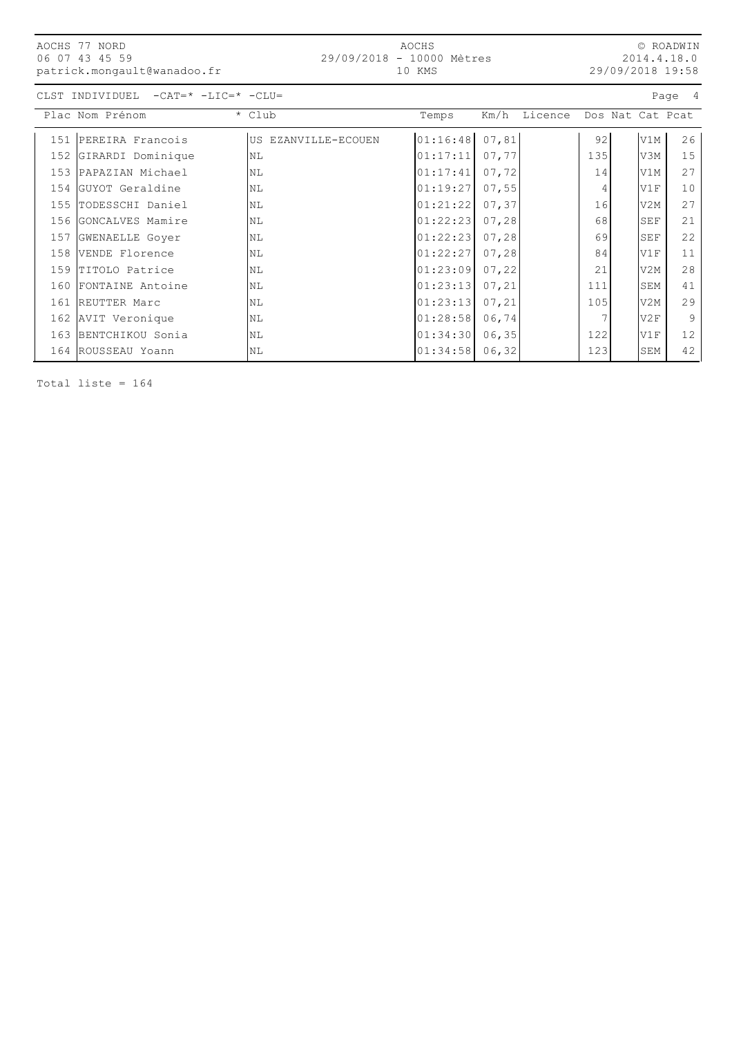AOCHS 77 NORD
06 07 43 45 59
patrick.mongault@wanadoo.fr

AOCHS
29/09/2018 - 10000 Mètres
10 KMS

© ROADWIN
2014.4.18.0
29/09/2018 19:58

CLST INDIVIDUEL -CAT=* -LIC=* -CLU=

| Plac | Nom Prénom | * Club | Temps | Km/h | Licence | Dos | Nat | Cat | Pcat |
|---|---|---|---|---|---|---|---|---|---|
| 151 | PEREIRA Francois | US EZANVILLE-ECOUEN | 01:16:48 | 07,81 | | 92 | | V1M | 26 |
| 152 | GIRARDI Dominique | NL | 01:17:11 | 07,77 | | 135 | | V3M | 15 |
| 153 | PAPAZIAN Michael | NL | 01:17:41 | 07,72 | | 14 | | V1M | 27 |
| 154 | GUYOT Geraldine | NL | 01:19:27 | 07,55 | | 4 | | V1F | 10 |
| 155 | TODESSCHI Daniel | NL | 01:21:22 | 07,37 | | 16 | | V2M | 27 |
| 156 | GONCALVES Mamire | NL | 01:22:23 | 07,28 | | 68 | | SEF | 21 |
| 157 | GWENAELLE Goyer | NL | 01:22:23 | 07,28 | | 69 | | SEF | 22 |
| 158 | VENDE Florence | NL | 01:22:27 | 07,28 | | 84 | | V1F | 11 |
| 159 | TITOLO Patrice | NL | 01:23:09 | 07,22 | | 21 | | V2M | 28 |
| 160 | FONTAINE Antoine | NL | 01:23:13 | 07,21 | | 111 | | SEM | 41 |
| 161 | REUTTER Marc | NL | 01:23:13 | 07,21 | | 105 | | V2M | 29 |
| 162 | AVIT Veronique | NL | 01:28:58 | 06,74 | | 7 | | V2F | 9 |
| 163 | BENTCHIKOU Sonia | NL | 01:34:30 | 06,35 | | 122 | | V1F | 12 |
| 164 | ROUSSEAU Yoann | NL | 01:34:58 | 06,32 | | 123 | | SEM | 42 |

Total liste = 164